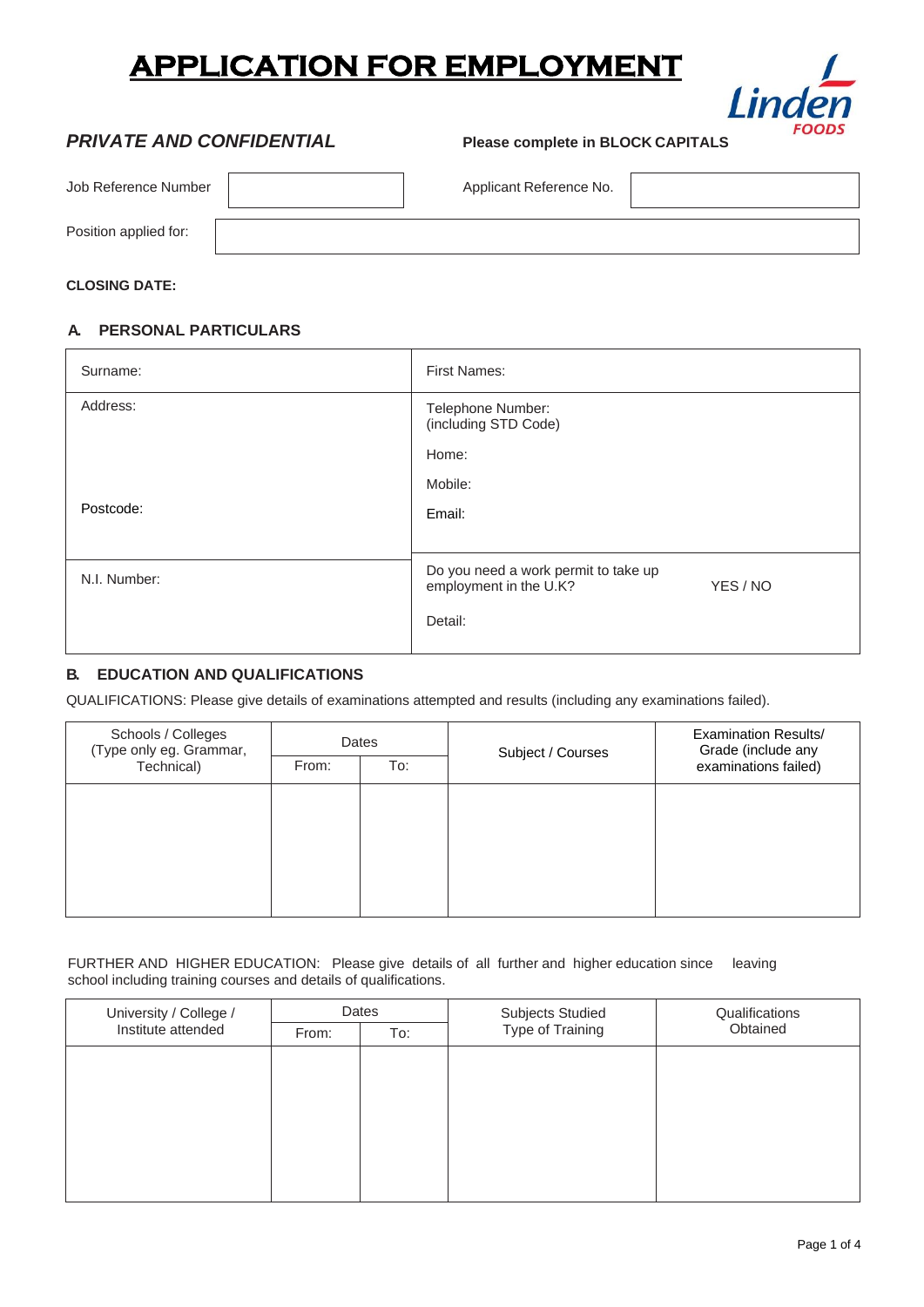# APPLICATION FOR EMPLOYMENT

Linden FOODS

***PRIVATE AND CONFIDENTIAL***

**Please complete in BLOCK CAPITALS**

| Job Reference Number | | Applicant Reference No. | |
|---|---|---|---|

| Position applied for: | |
|---|---|

**CLOSING DATE:**

### A. PERSONAL PARTICULARS

| Surname: | First Names: |
|---|---|
| Address:<br><br><br>Postcode: | Telephone Number:<br>(including STD Code)<br>Home:<br>Mobile:<br>Email: |
| N.I. Number: | Do you need a work permit to take up employment in the U.K? YES / NO<br>Detail: |

### B. EDUCATION AND QUALIFICATIONS

QUALIFICATIONS: Please give details of examinations attempted and results (including any examinations failed).

| Schools / Colleges (Type only eg. Grammar, Technical) | Dates | | Subject / Courses | Examination Results/ Grade (include any examinations failed) |
|---|---|---|---|---|
| | From: | To: | | |
| | | | | |

FURTHER AND HIGHER EDUCATION: Please give details of all further and higher education since leaving school including training courses and details of qualifications.

| University / College / Institute attended | Dates | | Subjects Studied Type of Training | Qualifications Obtained |
|---|---|---|---|---|
| | From: | To: | | |
| | | | | |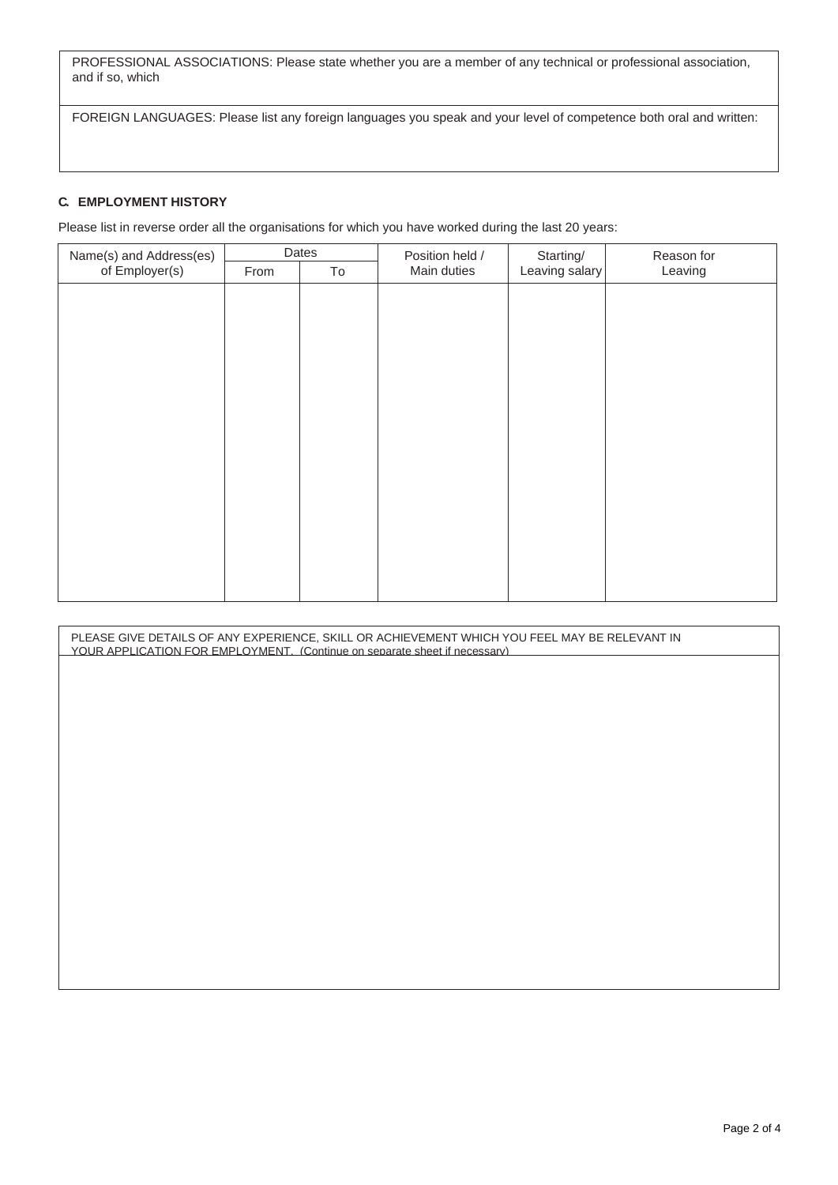PROFESSIONAL ASSOCIATIONS: Please state whether you are a member of any technical or professional association, and if so, which

FOREIGN LANGUAGES: Please list any foreign languages you speak and your level of competence both oral and written:

## C. EMPLOYMENT HISTORY

Please list in reverse order all the organisations for which you have worked during the last 20 years:

| Name(s) and Address(es) of Employer(s) | Dates | | Position held / Main duties | Starting/ Leaving salary | Reason for Leaving |
|---|---|---|---|---|---|
| | From | To | | | |
| | | | | | |

PLEASE GIVE DETAILS OF ANY EXPERIENCE, SKILL OR ACHIEVEMENT WHICH YOU FEEL MAY BE RELEVANT IN YOUR APPLICATION FOR EMPLOYMENT. (Continue on separate sheet if necessary)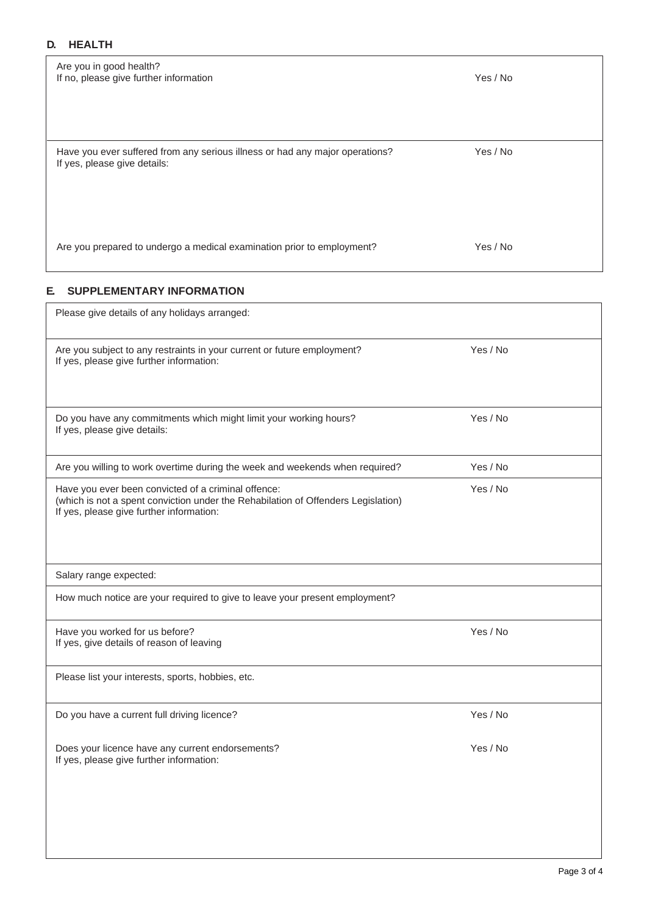## D. HEALTH

| Question | Answer |
|---|---|
| Are you in good health?<br>If no, please give further information | Yes / No |
| Have you ever suffered from any serious illness or had any major operations?<br>If yes, please give details: | Yes / No |
| Are you prepared to undergo a medical examination prior to employment? | Yes / No |

## E. SUPPLEMENTARY INFORMATION

| Question | Answer |
|---|---|
| Please give details of any holidays arranged: | |
| Are you subject to any restraints in your current or future employment?<br>If yes, please give further information: | Yes / No |
| Do you have any commitments which might limit your working hours?<br>If yes, please give details: | Yes / No |
| Are you willing to work overtime during the week and weekends when required? | Yes / No |
| Have you ever been convicted of a criminal offence:<br>(which is not a spent conviction under the Rehabilitation of Offenders Legislation)<br>If yes, please give further information: | Yes / No |
| Salary range expected: | |
| How much notice are your required to give to leave your present employment? | |
| Have you worked for us before?<br>If yes, give details of reason of leaving | Yes / No |
| Please list your interests, sports, hobbies, etc. | |
| Do you have a current full driving licence? | Yes / No |
| Does your licence have any current endorsements?<br>If yes, please give further information: | Yes / No |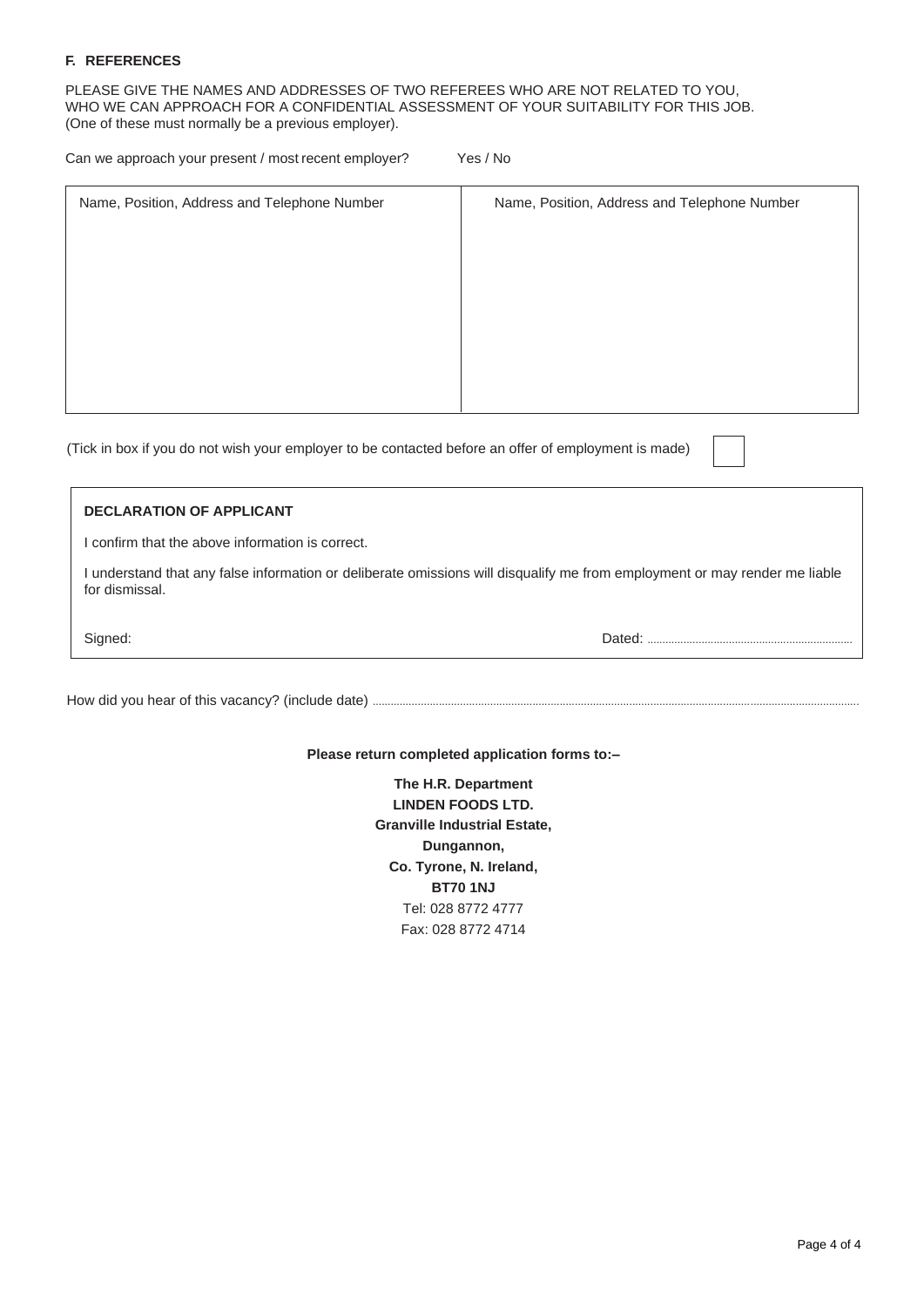### F. REFERENCES

PLEASE GIVE THE NAMES AND ADDRESSES OF TWO REFEREES WHO ARE NOT RELATED TO YOU, WHO WE CAN APPROACH FOR A CONFIDENTIAL ASSESSMENT OF YOUR SUITABILITY FOR THIS JOB. (One of these must normally be a previous employer).

Can we approach your present / most recent employer? Yes / No

| Name, Position, Address and Telephone Number | Name, Position, Address and Telephone Number |
|---|---|
| | |

(Tick in box if you do not wish your employer to be contacted before an offer of employment is made) ☐

**DECLARATION OF APPLICANT**

I confirm that the above information is correct.

I understand that any false information or deliberate omissions will disqualify me from employment or may render me liable for dismissal.

Signed: Dated: ....................................................................

How did you hear of this vacancy? (include date) ..........................................................................................................................................................

**Please return completed application forms to:–**

**The H.R. Department**
**LINDEN FOODS LTD.**
**Granville Industrial Estate,**
**Dungannon,**
**Co. Tyrone, N. Ireland,**
**BT70 1NJ**
Tel: 028 8772 4777
Fax: 028 8772 4714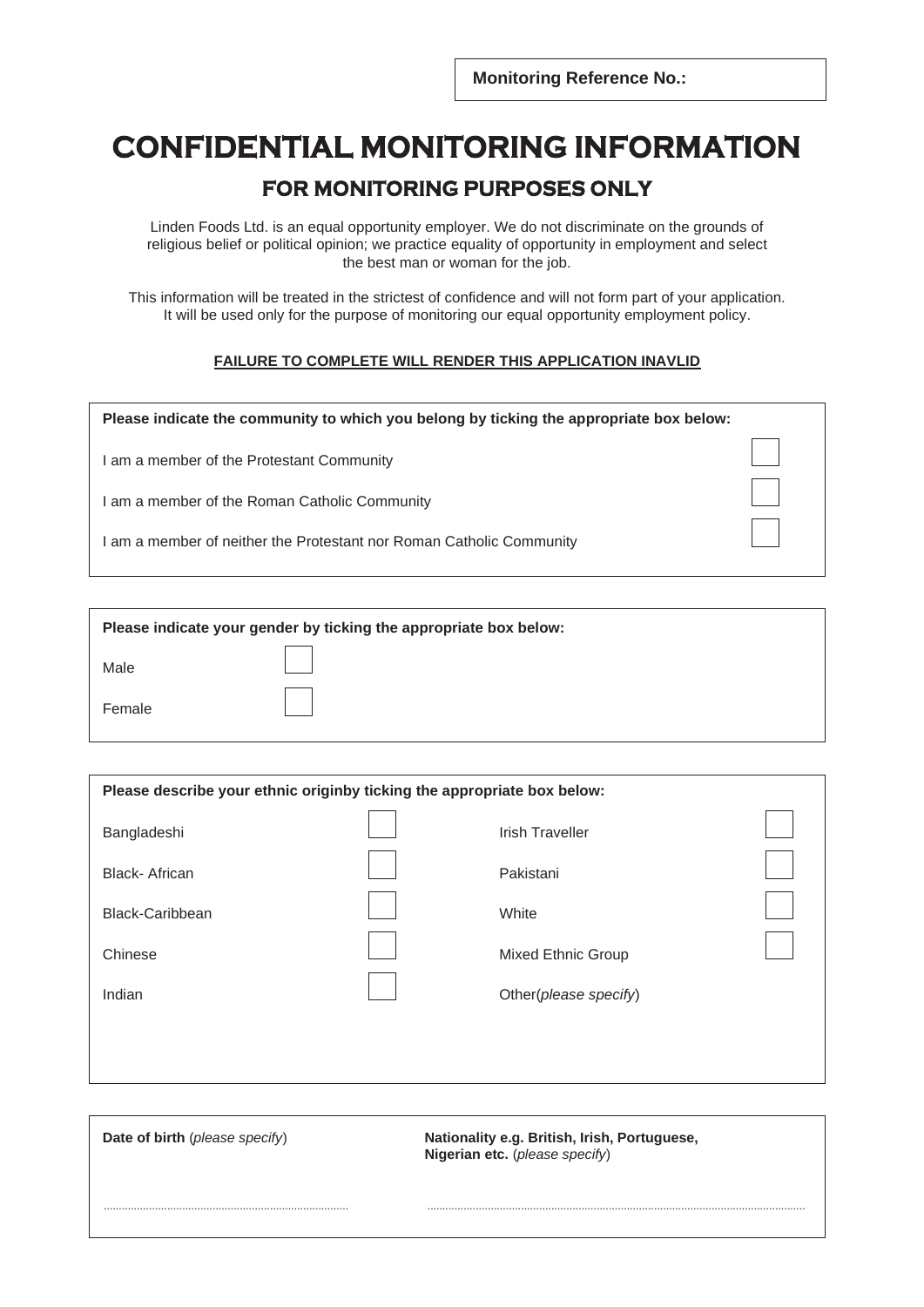**Monitoring Reference No.:**

# CONFIDENTIAL MONITORING INFORMATION

## FOR MONITORING PURPOSES ONLY

Linden Foods Ltd. is an equal opportunity employer. We do not discriminate on the grounds of religious belief or political opinion; we practice equality of opportunity in employment and select the best man or woman for the job.

This information will be treated in the strictest of confidence and will not form part of your application. It will be used only for the purpose of monitoring our equal opportunity employment policy.

**FAILURE TO COMPLETE WILL RENDER THIS APPLICATION INAVLID**

**Please indicate the community to which you belong by ticking the appropriate box below:**

| | |
|---|---|
| I am a member of the Protestant Community | ☐ |
| I am a member of the Roman Catholic Community | ☐ |
| I am a member of neither the Protestant nor Roman Catholic Community | ☐ |

**Please indicate your gender by ticking the appropriate box below:**

| | |
|---|---|
| Male | ☐ |
| Female | ☐ |

**Please describe your ethnic originby ticking the appropriate box below:**

| | | | |
|---|---|---|---|
| Bangladeshi | ☐ | Irish Traveller | ☐ |
| Black- African | ☐ | Pakistani | ☐ |
| Black-Caribbean | ☐ | White | ☐ |
| Chinese | ☐ | Mixed Ethnic Group | ☐ |
| Indian | ☐ | Other(*please specify*) | |

**Date of birth** (*please specify*)

.................................................................................

**Nationality e.g. British, Irish, Portuguese, Nigerian etc.** (*please specify*)

.................................................................................